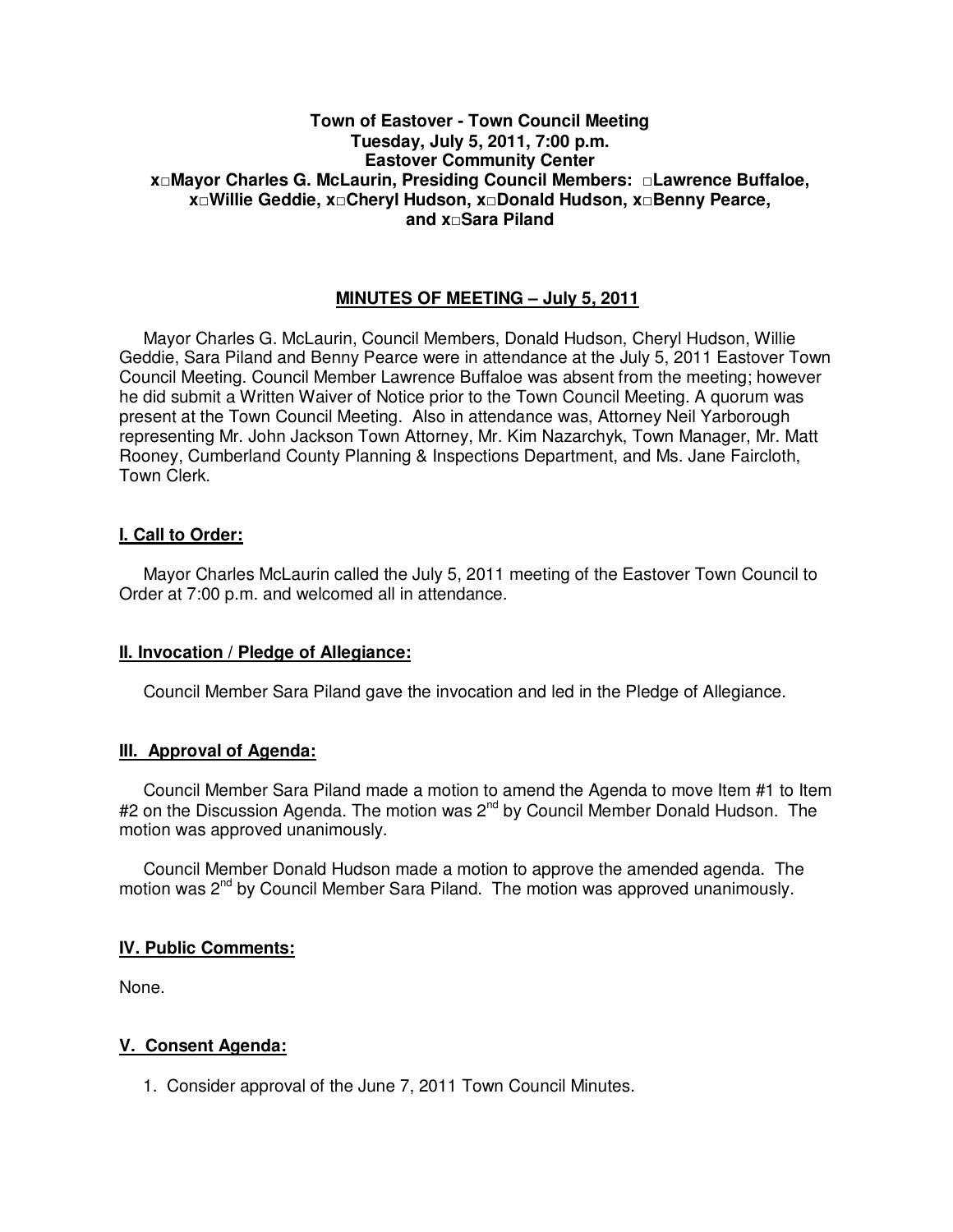**Town of Eastover - Town Council Meeting**
**Tuesday, July 5, 2011, 7:00 p.m.**
**Eastover Community Center**
**x□Mayor Charles G. McLaurin, Presiding Council Members: □Lawrence Buffaloe, x□Willie Geddie, x□Cheryl Hudson, x□Donald Hudson, x□Benny Pearce, and x□Sara Piland**

## MINUTES OF MEETING – July 5, 2011

Mayor Charles G. McLaurin, Council Members, Donald Hudson, Cheryl Hudson, Willie Geddie, Sara Piland and Benny Pearce were in attendance at the July 5, 2011 Eastover Town Council Meeting. Council Member Lawrence Buffaloe was absent from the meeting; however he did submit a Written Waiver of Notice prior to the Town Council Meeting. A quorum was present at the Town Council Meeting. Also in attendance was, Attorney Neil Yarborough representing Mr. John Jackson Town Attorney, Mr. Kim Nazarchyk, Town Manager, Mr. Matt Rooney, Cumberland County Planning & Inspections Department, and Ms. Jane Faircloth, Town Clerk.

### I. Call to Order:

Mayor Charles McLaurin called the July 5, 2011 meeting of the Eastover Town Council to Order at 7:00 p.m. and welcomed all in attendance.

### II. Invocation / Pledge of Allegiance:

Council Member Sara Piland gave the invocation and led in the Pledge of Allegiance.

### III. Approval of Agenda:

Council Member Sara Piland made a motion to amend the Agenda to move Item #1 to Item #2 on the Discussion Agenda. The motion was 2nd by Council Member Donald Hudson. The motion was approved unanimously.

Council Member Donald Hudson made a motion to approve the amended agenda. The motion was 2nd by Council Member Sara Piland. The motion was approved unanimously.

### IV. Public Comments:

None.

### V. Consent Agenda:

1. Consider approval of the June 7, 2011 Town Council Minutes.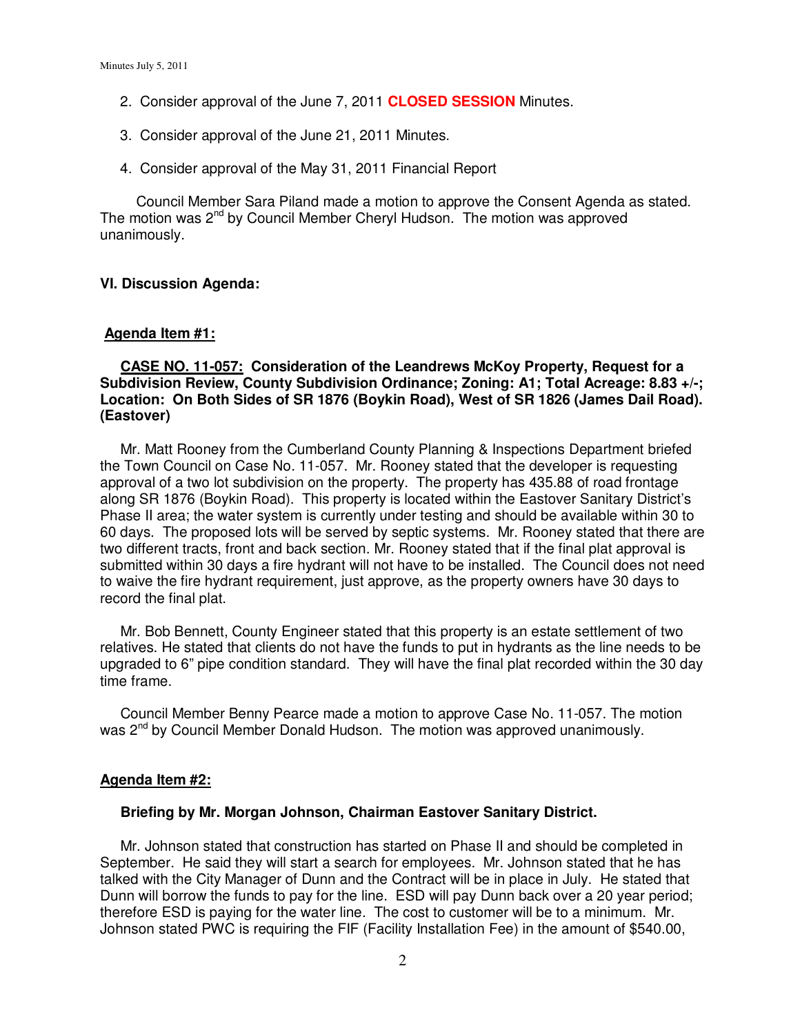2. Consider approval of the June 7, 2011 **CLOSED SESSION** Minutes.

3. Consider approval of the June 21, 2011 Minutes.

4. Consider approval of the May 31, 2011 Financial Report

Council Member Sara Piland made a motion to approve the Consent Agenda as stated. The motion was 2nd by Council Member Cheryl Hudson. The motion was approved unanimously.

## VI. Discussion Agenda:

### Agenda Item #1:

**CASE NO. 11-057: Consideration of the Leandrews McKoy Property, Request for a Subdivision Review, County Subdivision Ordinance; Zoning: A1; Total Acreage: 8.83 +/-; Location: On Both Sides of SR 1876 (Boykin Road), West of SR 1826 (James Dail Road). (Eastover)**

Mr. Matt Rooney from the Cumberland County Planning & Inspections Department briefed the Town Council on Case No. 11-057. Mr. Rooney stated that the developer is requesting approval of a two lot subdivision on the property. The property has 435.88 of road frontage along SR 1876 (Boykin Road). This property is located within the Eastover Sanitary District's Phase II area; the water system is currently under testing and should be available within 30 to 60 days. The proposed lots will be served by septic systems. Mr. Rooney stated that there are two different tracts, front and back section. Mr. Rooney stated that if the final plat approval is submitted within 30 days a fire hydrant will not have to be installed. The Council does not need to waive the fire hydrant requirement, just approve, as the property owners have 30 days to record the final plat.

Mr. Bob Bennett, County Engineer stated that this property is an estate settlement of two relatives. He stated that clients do not have the funds to put in hydrants as the line needs to be upgraded to 6" pipe condition standard. They will have the final plat recorded within the 30 day time frame.

Council Member Benny Pearce made a motion to approve Case No. 11-057. The motion was 2nd by Council Member Donald Hudson. The motion was approved unanimously.

### Agenda Item #2:

**Briefing by Mr. Morgan Johnson, Chairman Eastover Sanitary District.**

Mr. Johnson stated that construction has started on Phase II and should be completed in September. He said they will start a search for employees. Mr. Johnson stated that he has talked with the City Manager of Dunn and the Contract will be in place in July. He stated that Dunn will borrow the funds to pay for the line. ESD will pay Dunn back over a 20 year period; therefore ESD is paying for the water line. The cost to customer will be to a minimum. Mr. Johnson stated PWC is requiring the FIF (Facility Installation Fee) in the amount of $540.00,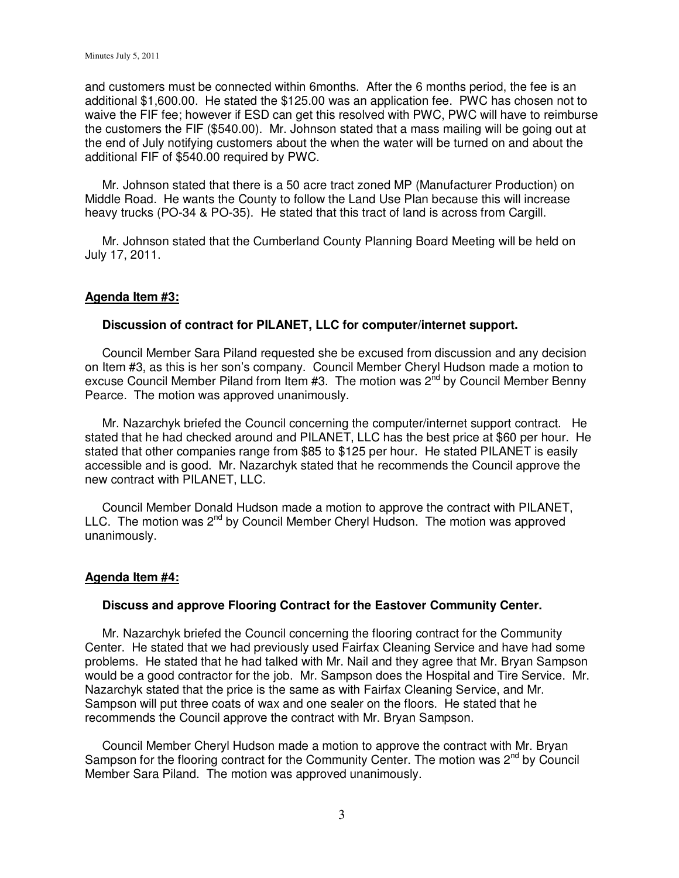and customers must be connected within 6months. After the 6 months period, the fee is an additional $1,600.00. He stated the $125.00 was an application fee. PWC has chosen not to waive the FIF fee; however if ESD can get this resolved with PWC, PWC will have to reimburse the customers the FIF ($540.00). Mr. Johnson stated that a mass mailing will be going out at the end of July notifying customers about the when the water will be turned on and about the additional FIF of $540.00 required by PWC.

Mr. Johnson stated that there is a 50 acre tract zoned MP (Manufacturer Production) on Middle Road. He wants the County to follow the Land Use Plan because this will increase heavy trucks (PO-34 & PO-35). He stated that this tract of land is across from Cargill.

Mr. Johnson stated that the Cumberland County Planning Board Meeting will be held on July 17, 2011.

**Agenda Item #3:**

**Discussion of contract for PILANET, LLC for computer/internet support.**

Council Member Sara Piland requested she be excused from discussion and any decision on Item #3, as this is her son's company. Council Member Cheryl Hudson made a motion to excuse Council Member Piland from Item #3. The motion was 2nd by Council Member Benny Pearce. The motion was approved unanimously.

Mr. Nazarchyk briefed the Council concerning the computer/internet support contract. He stated that he had checked around and PILANET, LLC has the best price at $60 per hour. He stated that other companies range from $85 to $125 per hour. He stated PILANET is easily accessible and is good. Mr. Nazarchyk stated that he recommends the Council approve the new contract with PILANET, LLC.

Council Member Donald Hudson made a motion to approve the contract with PILANET, LLC. The motion was 2nd by Council Member Cheryl Hudson. The motion was approved unanimously.

**Agenda Item #4:**

**Discuss and approve Flooring Contract for the Eastover Community Center.**

Mr. Nazarchyk briefed the Council concerning the flooring contract for the Community Center. He stated that we had previously used Fairfax Cleaning Service and have had some problems. He stated that he had talked with Mr. Nail and they agree that Mr. Bryan Sampson would be a good contractor for the job. Mr. Sampson does the Hospital and Tire Service. Mr. Nazarchyk stated that the price is the same as with Fairfax Cleaning Service, and Mr. Sampson will put three coats of wax and one sealer on the floors. He stated that he recommends the Council approve the contract with Mr. Bryan Sampson.

Council Member Cheryl Hudson made a motion to approve the contract with Mr. Bryan Sampson for the flooring contract for the Community Center. The motion was 2nd by Council Member Sara Piland. The motion was approved unanimously.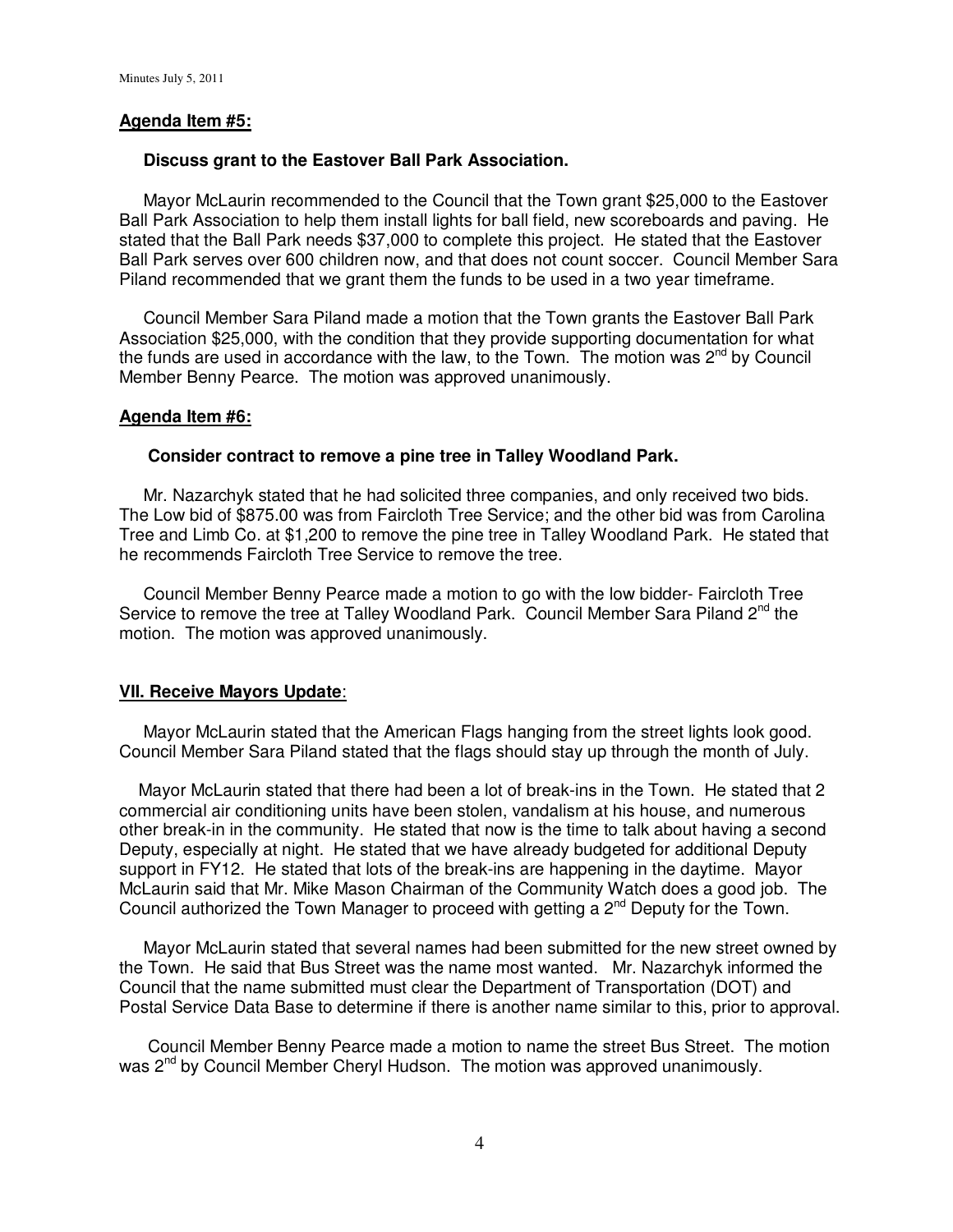**Agenda Item #5:**

**Discuss grant to the Eastover Ball Park Association.**

Mayor McLaurin recommended to the Council that the Town grant $25,000 to the Eastover Ball Park Association to help them install lights for ball field, new scoreboards and paving. He stated that the Ball Park needs $37,000 to complete this project. He stated that the Eastover Ball Park serves over 600 children now, and that does not count soccer. Council Member Sara Piland recommended that we grant them the funds to be used in a two year timeframe.

Council Member Sara Piland made a motion that the Town grants the Eastover Ball Park Association $25,000, with the condition that they provide supporting documentation for what the funds are used in accordance with the law, to the Town. The motion was 2nd by Council Member Benny Pearce. The motion was approved unanimously.

**Agenda Item #6:**

**Consider contract to remove a pine tree in Talley Woodland Park.**

Mr. Nazarchyk stated that he had solicited three companies, and only received two bids. The Low bid of $875.00 was from Faircloth Tree Service; and the other bid was from Carolina Tree and Limb Co. at $1,200 to remove the pine tree in Talley Woodland Park. He stated that he recommends Faircloth Tree Service to remove the tree.

Council Member Benny Pearce made a motion to go with the low bidder- Faircloth Tree Service to remove the tree at Talley Woodland Park. Council Member Sara Piland 2nd the motion. The motion was approved unanimously.

**VII. Receive Mayors Update**:

Mayor McLaurin stated that the American Flags hanging from the street lights look good. Council Member Sara Piland stated that the flags should stay up through the month of July.

Mayor McLaurin stated that there had been a lot of break-ins in the Town. He stated that 2 commercial air conditioning units have been stolen, vandalism at his house, and numerous other break-in in the community. He stated that now is the time to talk about having a second Deputy, especially at night. He stated that we have already budgeted for additional Deputy support in FY12. He stated that lots of the break-ins are happening in the daytime. Mayor McLaurin said that Mr. Mike Mason Chairman of the Community Watch does a good job. The Council authorized the Town Manager to proceed with getting a 2nd Deputy for the Town.

Mayor McLaurin stated that several names had been submitted for the new street owned by the Town. He said that Bus Street was the name most wanted. Mr. Nazarchyk informed the Council that the name submitted must clear the Department of Transportation (DOT) and Postal Service Data Base to determine if there is another name similar to this, prior to approval.

Council Member Benny Pearce made a motion to name the street Bus Street. The motion was 2nd by Council Member Cheryl Hudson. The motion was approved unanimously.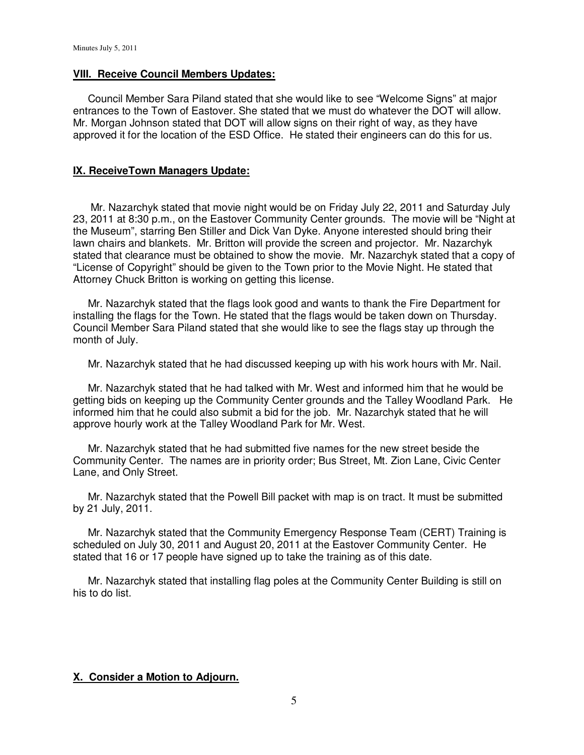## VIII. Receive Council Members Updates:

Council Member Sara Piland stated that she would like to see "Welcome Signs" at major entrances to the Town of Eastover. She stated that we must do whatever the DOT will allow. Mr. Morgan Johnson stated that DOT will allow signs on their right of way, as they have approved it for the location of the ESD Office. He stated their engineers can do this for us.

## IX. ReceiveTown Managers Update:

Mr. Nazarchyk stated that movie night would be on Friday July 22, 2011 and Saturday July 23, 2011 at 8:30 p.m., on the Eastover Community Center grounds. The movie will be "Night at the Museum", starring Ben Stiller and Dick Van Dyke. Anyone interested should bring their lawn chairs and blankets. Mr. Britton will provide the screen and projector. Mr. Nazarchyk stated that clearance must be obtained to show the movie. Mr. Nazarchyk stated that a copy of "License of Copyright" should be given to the Town prior to the Movie Night. He stated that Attorney Chuck Britton is working on getting this license.

Mr. Nazarchyk stated that the flags look good and wants to thank the Fire Department for installing the flags for the Town. He stated that the flags would be taken down on Thursday. Council Member Sara Piland stated that she would like to see the flags stay up through the month of July.

Mr. Nazarchyk stated that he had discussed keeping up with his work hours with Mr. Nail.

Mr. Nazarchyk stated that he had talked with Mr. West and informed him that he would be getting bids on keeping up the Community Center grounds and the Talley Woodland Park. He informed him that he could also submit a bid for the job. Mr. Nazarchyk stated that he will approve hourly work at the Talley Woodland Park for Mr. West.

Mr. Nazarchyk stated that he had submitted five names for the new street beside the Community Center. The names are in priority order; Bus Street, Mt. Zion Lane, Civic Center Lane, and Only Street.

Mr. Nazarchyk stated that the Powell Bill packet with map is on tract. It must be submitted by 21 July, 2011.

Mr. Nazarchyk stated that the Community Emergency Response Team (CERT) Training is scheduled on July 30, 2011 and August 20, 2011 at the Eastover Community Center. He stated that 16 or 17 people have signed up to take the training as of this date.

Mr. Nazarchyk stated that installing flag poles at the Community Center Building is still on his to do list.

## X. Consider a Motion to Adjourn.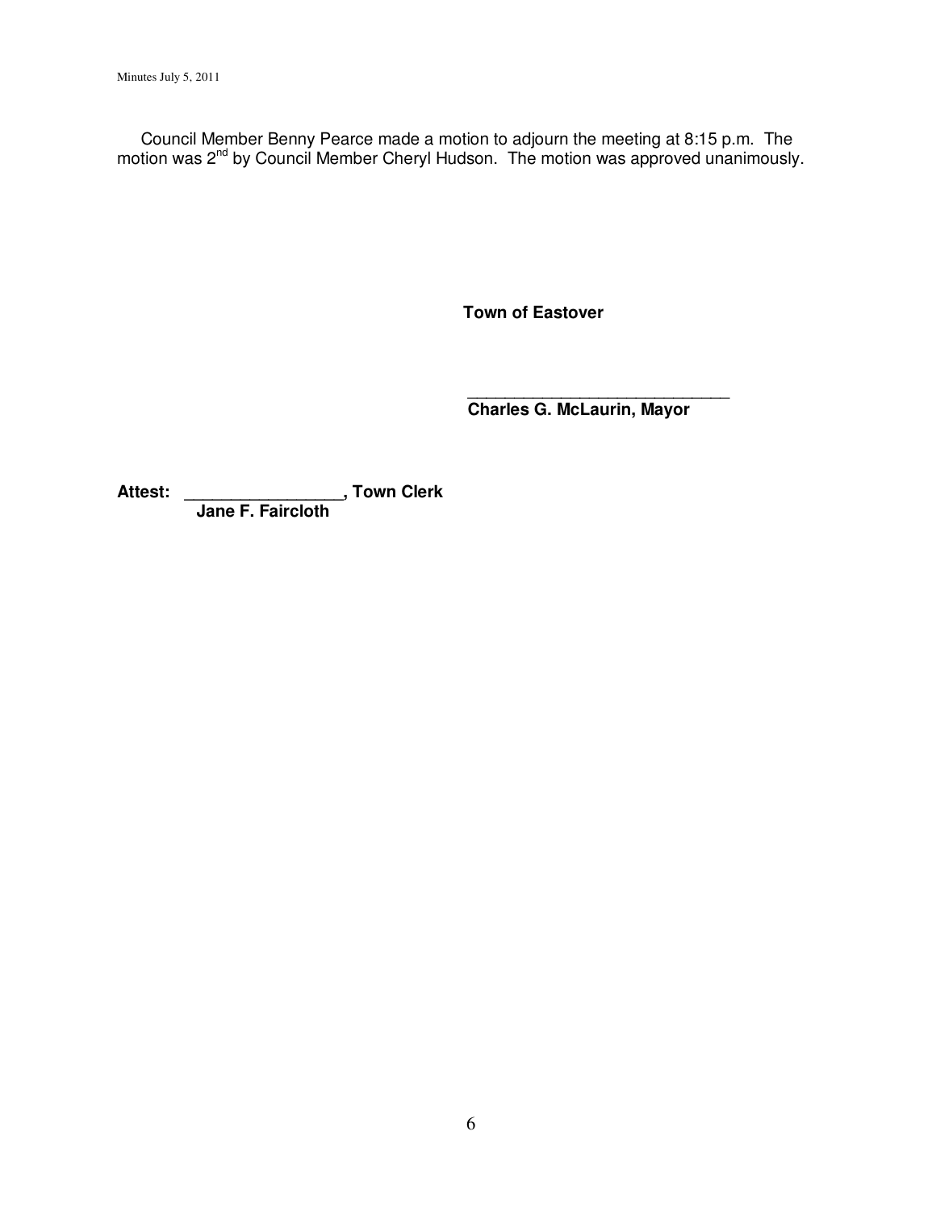Council Member Benny Pearce made a motion to adjourn the meeting at 8:15 p.m. The motion was 2nd by Council Member Cheryl Hudson. The motion was approved unanimously.

**Town of Eastover**

_____________________________
**Charles G. McLaurin, Mayor**

**Attest: ________________, Town Clerk**
**Jane F. Faircloth**